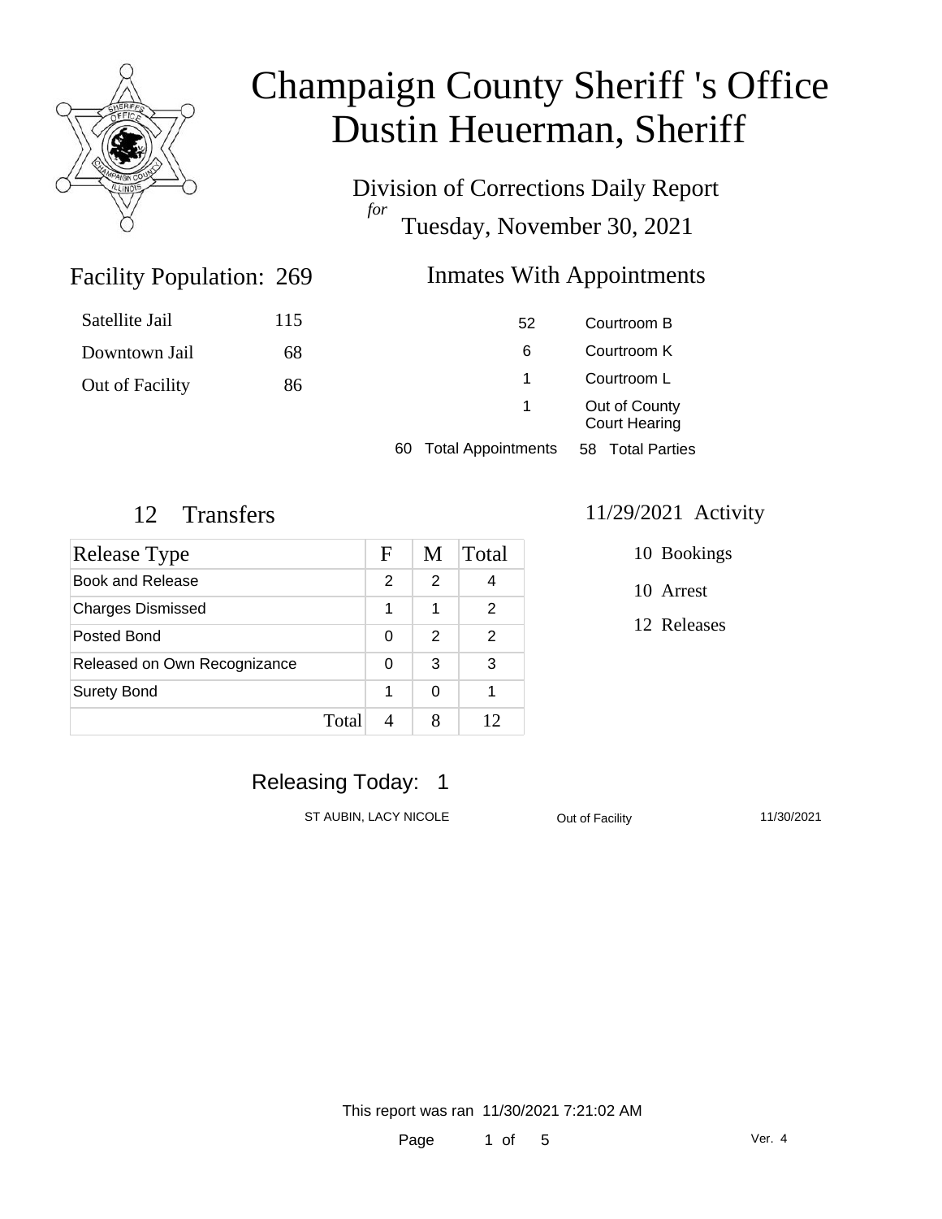# Champaign County Sheriff 's Office
# Dustin Heuerman, Sheriff

Division of Corrections Daily Report
*for*
Tuesday, November 30, 2021

## Facility Population: 269

| | |
|---|---|
| Satellite Jail | 115 |
| Downtown Jail | 68 |
| Out of Facility | 86 |

## Inmates With Appointments

| | |
|---|---|
| 52 | Courtroom B |
| 6 | Courtroom K |
| 1 | Courtroom L |
| 1 | Out of County Court Hearing |

60 Total Appointments 58 Total Parties

## 12 Transfers

| Release Type | F | M | Total |
|---|---|---|---|
| Book and Release | 2 | 2 | 4 |
| Charges Dismissed | 1 | 1 | 2 |
| Posted Bond | 0 | 2 | 2 |
| Released on Own Recognizance | 0 | 3 | 3 |
| Surety Bond | 1 | 0 | 1 |
| Total | 4 | 8 | 12 |

## 11/29/2021 Activity

10 Bookings

10 Arrest

12 Releases

## Releasing Today: 1

| | | |
|---|---|---|
| ST AUBIN, LACY NICOLE | Out of Facility | 11/30/2021 |

This report was ran 11/30/2021 7:21:02 AM

Ver. 4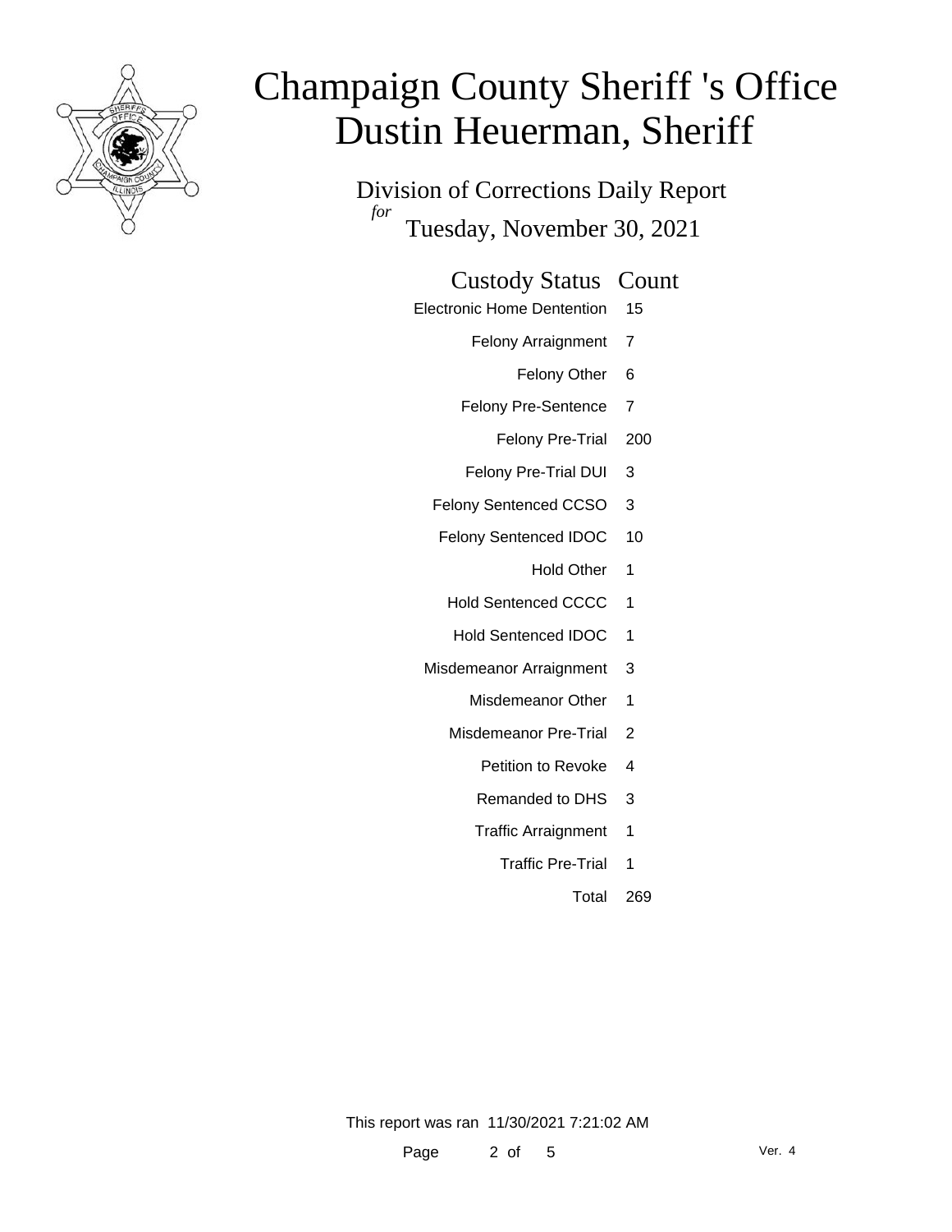# Champaign County Sheriff 's Office
# Dustin Heuerman, Sheriff

## Division of Corrections Daily Report

*for* Tuesday, November 30, 2021

| Custody Status | Count |
|---|---|
| Electronic Home Dentention | 15 |
| Felony Arraignment | 7 |
| Felony Other | 6 |
| Felony Pre-Sentence | 7 |
| Felony Pre-Trial | 200 |
| Felony Pre-Trial DUI | 3 |
| Felony Sentenced CCSO | 3 |
| Felony Sentenced IDOC | 10 |
| Hold Other | 1 |
| Hold Sentenced CCCC | 1 |
| Hold Sentenced IDOC | 1 |
| Misdemeanor Arraignment | 3 |
| Misdemeanor Other | 1 |
| Misdemeanor Pre-Trial | 2 |
| Petition to Revoke | 4 |
| Remanded to DHS | 3 |
| Traffic Arraignment | 1 |
| Traffic Pre-Trial | 1 |
| Total | 269 |

This report was ran 11/30/2021 7:21:02 AM

Ver. 4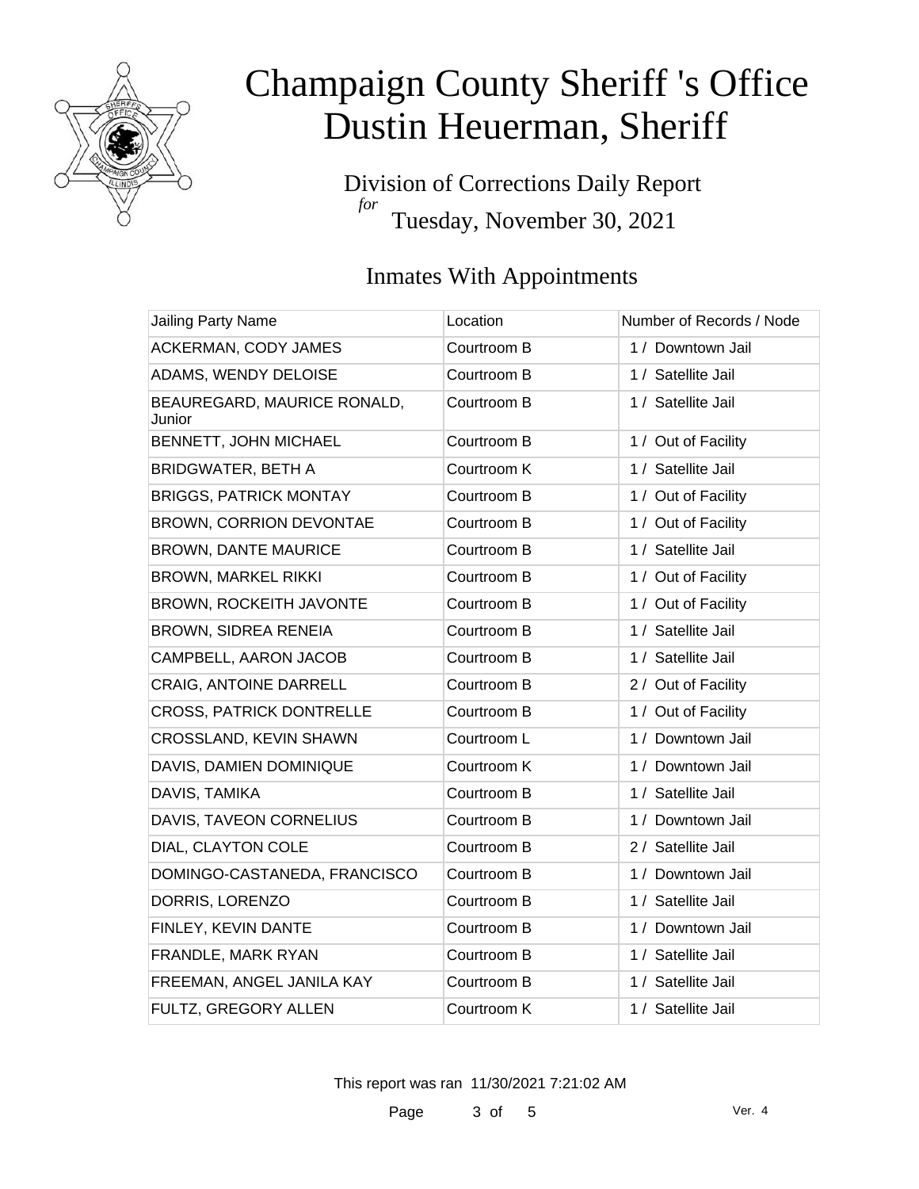# Champaign County Sheriff 's Office
# Dustin Heuerman, Sheriff

Division of Corrections Daily Report
*for*
Tuesday, November 30, 2021

## Inmates With Appointments

| Jailing Party Name | Location | Number of Records / Node |
|---|---|---|
| ACKERMAN, CODY JAMES | Courtroom B | 1 / Downtown Jail |
| ADAMS, WENDY DELOISE | Courtroom B | 1 / Satellite Jail |
| BEAUREGARD, MAURICE RONALD, Junior | Courtroom B | 1 / Satellite Jail |
| BENNETT, JOHN MICHAEL | Courtroom B | 1 / Out of Facility |
| BRIDGWATER, BETH A | Courtroom K | 1 / Satellite Jail |
| BRIGGS, PATRICK MONTAY | Courtroom B | 1 / Out of Facility |
| BROWN, CORRION DEVONTAE | Courtroom B | 1 / Out of Facility |
| BROWN, DANTE MAURICE | Courtroom B | 1 / Satellite Jail |
| BROWN, MARKEL RIKKI | Courtroom B | 1 / Out of Facility |
| BROWN, ROCKEITH JAVONTE | Courtroom B | 1 / Out of Facility |
| BROWN, SIDREA RENEIA | Courtroom B | 1 / Satellite Jail |
| CAMPBELL, AARON JACOB | Courtroom B | 1 / Satellite Jail |
| CRAIG, ANTOINE DARRELL | Courtroom B | 2 / Out of Facility |
| CROSS, PATRICK DONTRELLE | Courtroom B | 1 / Out of Facility |
| CROSSLAND, KEVIN SHAWN | Courtroom L | 1 / Downtown Jail |
| DAVIS, DAMIEN DOMINIQUE | Courtroom K | 1 / Downtown Jail |
| DAVIS, TAMIKA | Courtroom B | 1 / Satellite Jail |
| DAVIS, TAVEON CORNELIUS | Courtroom B | 1 / Downtown Jail |
| DIAL, CLAYTON COLE | Courtroom B | 2 / Satellite Jail |
| DOMINGO-CASTANEDA, FRANCISCO | Courtroom B | 1 / Downtown Jail |
| DORRIS, LORENZO | Courtroom B | 1 / Satellite Jail |
| FINLEY, KEVIN DANTE | Courtroom B | 1 / Downtown Jail |
| FRANDLE, MARK RYAN | Courtroom B | 1 / Satellite Jail |
| FREEMAN, ANGEL JANILA KAY | Courtroom B | 1 / Satellite Jail |
| FULTZ, GREGORY ALLEN | Courtroom K | 1 / Satellite Jail |

This report was ran 11/30/2021 7:21:02 AM

Ver. 4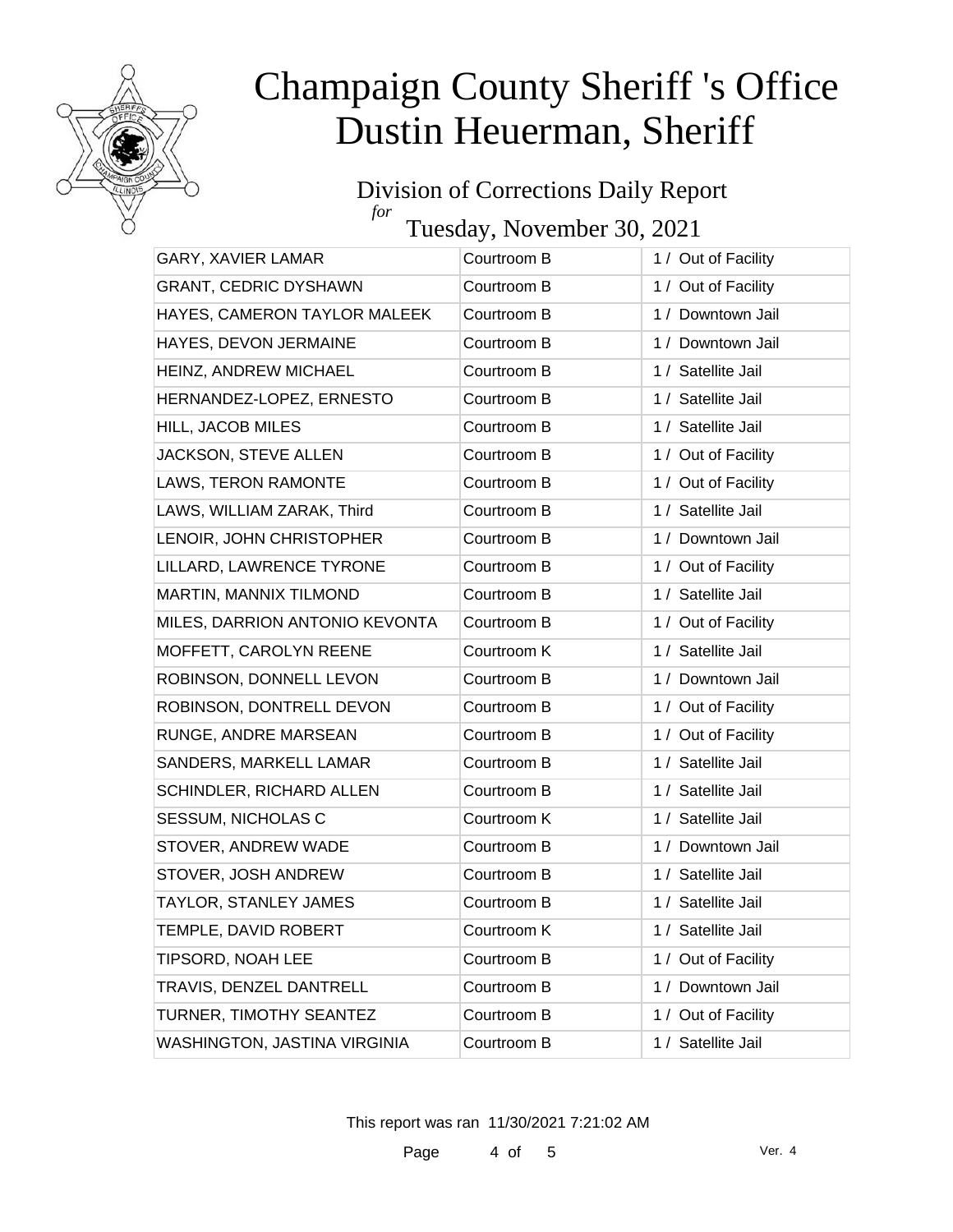# Champaign County Sheriff 's Office
# Dustin Heuerman, Sheriff

## Division of Corrections Daily Report

*for*

## Tuesday, November 30, 2021

| | | |
|---|---|---|
| GARY, XAVIER LAMAR | Courtroom B | 1 / Out of Facility |
| GRANT, CEDRIC DYSHAWN | Courtroom B | 1 / Out of Facility |
| HAYES, CAMERON TAYLOR MALEEK | Courtroom B | 1 / Downtown Jail |
| HAYES, DEVON JERMAINE | Courtroom B | 1 / Downtown Jail |
| HEINZ, ANDREW MICHAEL | Courtroom B | 1 / Satellite Jail |
| HERNANDEZ-LOPEZ, ERNESTO | Courtroom B | 1 / Satellite Jail |
| HILL, JACOB MILES | Courtroom B | 1 / Satellite Jail |
| JACKSON, STEVE ALLEN | Courtroom B | 1 / Out of Facility |
| LAWS, TERON RAMONTE | Courtroom B | 1 / Out of Facility |
| LAWS, WILLIAM ZARAK, Third | Courtroom B | 1 / Satellite Jail |
| LENOIR, JOHN CHRISTOPHER | Courtroom B | 1 / Downtown Jail |
| LILLARD, LAWRENCE TYRONE | Courtroom B | 1 / Out of Facility |
| MARTIN, MANNIX TILMOND | Courtroom B | 1 / Satellite Jail |
| MILES, DARRION ANTONIO KEVONTA | Courtroom B | 1 / Out of Facility |
| MOFFETT, CAROLYN REENE | Courtroom K | 1 / Satellite Jail |
| ROBINSON, DONNELL LEVON | Courtroom B | 1 / Downtown Jail |
| ROBINSON, DONTRELL DEVON | Courtroom B | 1 / Out of Facility |
| RUNGE, ANDRE MARSEAN | Courtroom B | 1 / Out of Facility |
| SANDERS, MARKELL LAMAR | Courtroom B | 1 / Satellite Jail |
| SCHINDLER, RICHARD ALLEN | Courtroom B | 1 / Satellite Jail |
| SESSUM, NICHOLAS C | Courtroom K | 1 / Satellite Jail |
| STOVER, ANDREW WADE | Courtroom B | 1 / Downtown Jail |
| STOVER, JOSH ANDREW | Courtroom B | 1 / Satellite Jail |
| TAYLOR, STANLEY JAMES | Courtroom B | 1 / Satellite Jail |
| TEMPLE, DAVID ROBERT | Courtroom K | 1 / Satellite Jail |
| TIPSORD, NOAH LEE | Courtroom B | 1 / Out of Facility |
| TRAVIS, DENZEL DANTRELL | Courtroom B | 1 / Downtown Jail |
| TURNER, TIMOTHY SEANTEZ | Courtroom B | 1 / Out of Facility |
| WASHINGTON, JASTINA VIRGINIA | Courtroom B | 1 / Satellite Jail |

This report was ran 11/30/2021 7:21:02 AM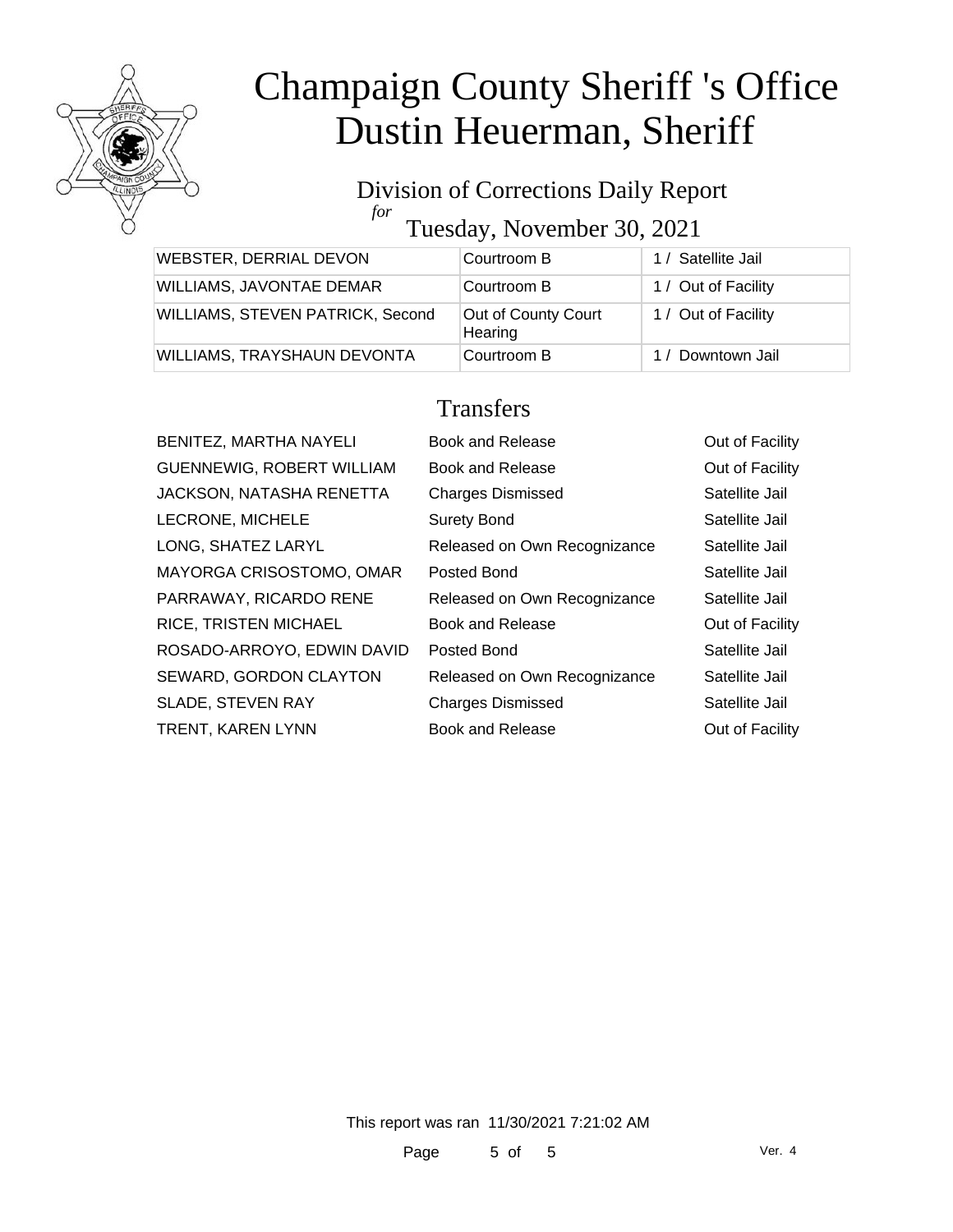# Champaign County Sheriff 's Office
# Dustin Heuerman, Sheriff

## Division of Corrections Daily Report

*for*

## Tuesday, November 30, 2021

| | | |
|---|---|---|
| WEBSTER, DERRIAL DEVON | Courtroom B | 1 / Satellite Jail |
| WILLIAMS, JAVONTAE DEMAR | Courtroom B | 1 / Out of Facility |
| WILLIAMS, STEVEN PATRICK, Second | Out of County Court Hearing | 1 / Out of Facility |
| WILLIAMS, TRAYSHAUN DEVONTA | Courtroom B | 1 / Downtown Jail |

## Transfers

| | | |
|---|---|---|
| BENITEZ, MARTHA NAYELI | Book and Release | Out of Facility |
| GUENNEWIG, ROBERT WILLIAM | Book and Release | Out of Facility |
| JACKSON, NATASHA RENETTA | Charges Dismissed | Satellite Jail |
| LECRONE, MICHELE | Surety Bond | Satellite Jail |
| LONG, SHATEZ LARYL | Released on Own Recognizance | Satellite Jail |
| MAYORGA CRISOSTOMO, OMAR | Posted Bond | Satellite Jail |
| PARRAWAY, RICARDO RENE | Released on Own Recognizance | Satellite Jail |
| RICE, TRISTEN MICHAEL | Book and Release | Out of Facility |
| ROSADO-ARROYO, EDWIN DAVID | Posted Bond | Satellite Jail |
| SEWARD, GORDON CLAYTON | Released on Own Recognizance | Satellite Jail |
| SLADE, STEVEN RAY | Charges Dismissed | Satellite Jail |
| TRENT, KAREN LYNN | Book and Release | Out of Facility |

This report was ran 11/30/2021 7:21:02 AM

Ver. 4